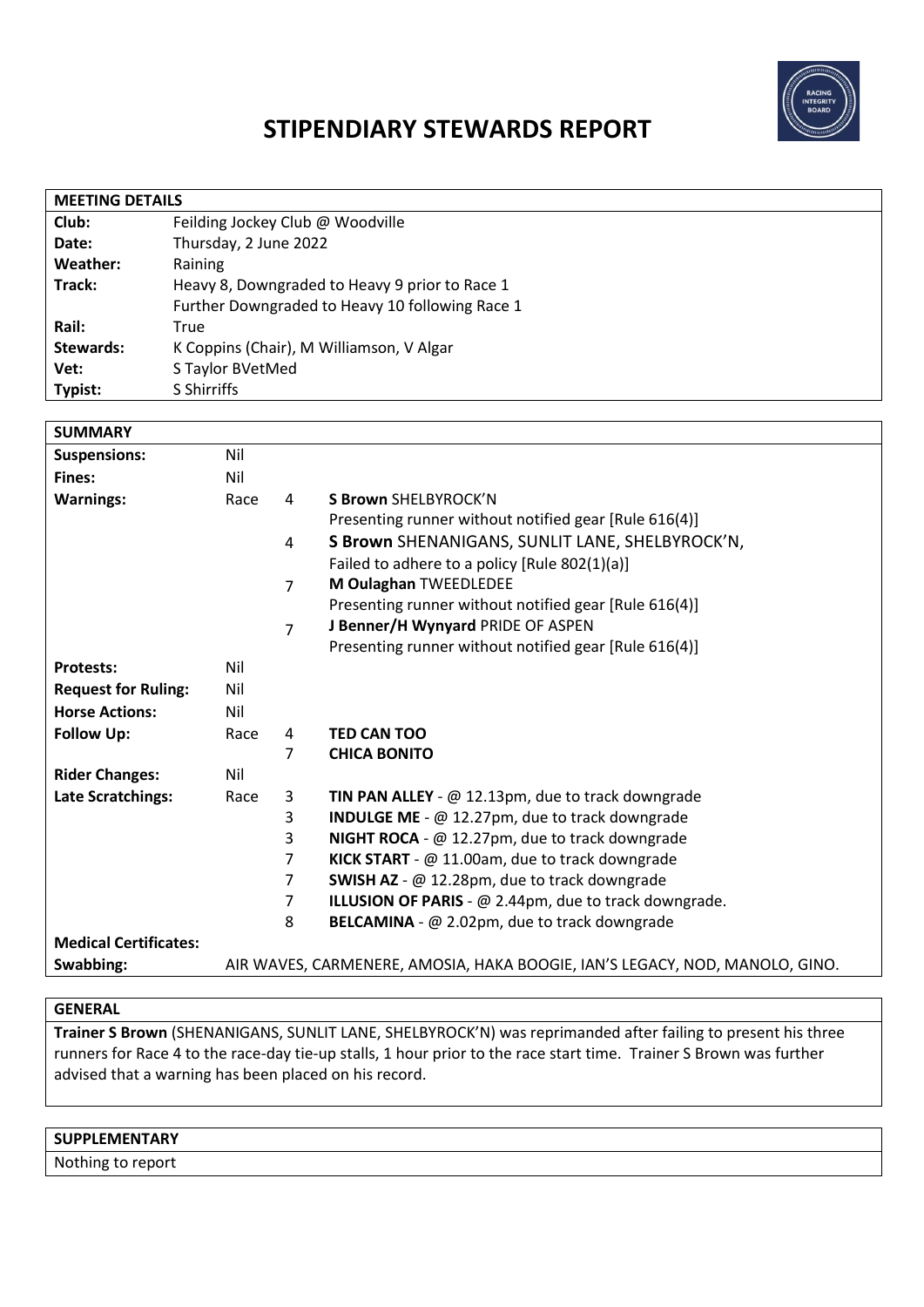# STIPENDIARY STEWARDS REPORT

| MEETING DETAILS | |
|---|---|
| **Club:** | Feilding Jockey Club @ Woodville |
| **Date:** | Thursday, 2 June 2022 |
| **Weather:** | Raining |
| **Track:** | Heavy 8, Downgraded to Heavy 9 prior to Race 1<br>Further Downgraded to Heavy 10 following Race 1 |
| **Rail:** | True |
| **Stewards:** | K Coppins (Chair), M Williamson, V Algar |
| **Vet:** | S Taylor BVetMed |
| **Typist:** | S Shirriffs |

| SUMMARY | | | |
|---|---|---|---|
| **Suspensions:** | Nil | | |
| **Fines:** | Nil | | |
| **Warnings:** | Race | 4 | **S Brown** SHELBYROCK'N<br>Presenting runner without notified gear [Rule 616(4)] |
| | | 4 | **S Brown** SHENANIGANS, SUNLIT LANE, SHELBYROCK'N,<br>Failed to adhere to a policy [Rule 802(1)(a)] |
| | | 7 | **M Oulaghan** TWEEDLEDEE<br>Presenting runner without notified gear [Rule 616(4)] |
| | | 7 | **J Benner/H Wynyard** PRIDE OF ASPEN<br>Presenting runner without notified gear [Rule 616(4)] |
| **Protests:** | Nil | | |
| **Request for Ruling:** | Nil | | |
| **Horse Actions:** | Nil | | |
| **Follow Up:** | Race | 4 | **TED CAN TOO** |
| | | 7 | **CHICA BONITO** |
| **Rider Changes:** | Nil | | |
| **Late Scratchings:** | Race | 3 | **TIN PAN ALLEY** - @ 12.13pm, due to track downgrade |
| | | 3 | **INDULGE ME** - @ 12.27pm, due to track downgrade |
| | | 3 | **NIGHT ROCA** - @ 12.27pm, due to track downgrade |
| | | 7 | **KICK START** - @ 11.00am, due to track downgrade |
| | | 7 | **SWISH AZ** - @ 12.28pm, due to track downgrade |
| | | 7 | **ILLUSION OF PARIS** - @ 2.44pm, due to track downgrade. |
| | | 8 | **BELCAMINA** - @ 2.02pm, due to track downgrade |
| **Medical Certificates:** | | | |
| **Swabbing:** | AIR WAVES, CARMENERE, AMOSIA, HAKA BOOGIE, IAN'S LEGACY, NOD, MANOLO, GINO. | | |

| GENERAL |
|---|
| **Trainer S Brown** (SHENANIGANS, SUNLIT LANE, SHELBYROCK'N) was reprimanded after failing to present his three runners for Race 4 to the race-day tie-up stalls, 1 hour prior to the race start time. Trainer S Brown was further advised that a warning has been placed on his record. |

| SUPPLEMENTARY |
|---|
| Nothing to report |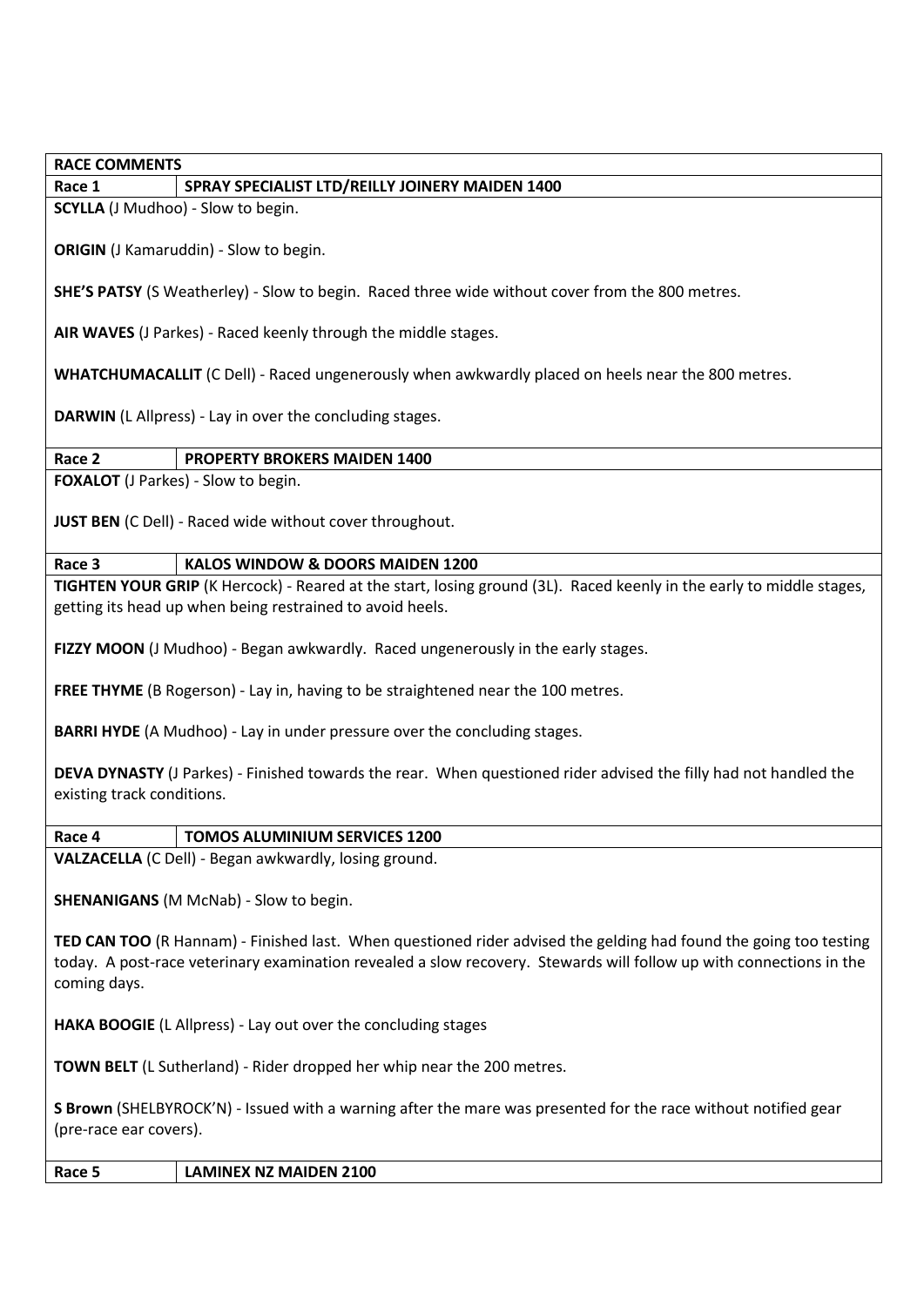**RACE COMMENTS**

**Race 1** — **SPRAY SPECIALIST LTD/REILLY JOINERY MAIDEN 1400**

**SCYLLA** (J Mudhoo) - Slow to begin.

**ORIGIN** (J Kamaruddin) - Slow to begin.

**SHE'S PATSY** (S Weatherley) - Slow to begin. Raced three wide without cover from the 800 metres.

**AIR WAVES** (J Parkes) - Raced keenly through the middle stages.

**WHATCHUMACALLIT** (C Dell) - Raced ungenerously when awkwardly placed on heels near the 800 metres.

**DARWIN** (L Allpress) - Lay in over the concluding stages.

**Race 2** — **PROPERTY BROKERS MAIDEN 1400**

**FOXALOT** (J Parkes) - Slow to begin.

**JUST BEN** (C Dell) - Raced wide without cover throughout.

**Race 3** — **KALOS WINDOW & DOORS MAIDEN 1200**

**TIGHTEN YOUR GRIP** (K Hercock) - Reared at the start, losing ground (3L). Raced keenly in the early to middle stages, getting its head up when being restrained to avoid heels.

**FIZZY MOON** (J Mudhoo) - Began awkwardly. Raced ungenerously in the early stages.

**FREE THYME** (B Rogerson) - Lay in, having to be straightened near the 100 metres.

**BARRI HYDE** (A Mudhoo) - Lay in under pressure over the concluding stages.

**DEVA DYNASTY** (J Parkes) - Finished towards the rear. When questioned rider advised the filly had not handled the existing track conditions.

**Race 4** — **TOMOS ALUMINIUM SERVICES 1200**

**VALZACELLA** (C Dell) - Began awkwardly, losing ground.

**SHENANIGANS** (M McNab) - Slow to begin.

**TED CAN TOO** (R Hannam) - Finished last. When questioned rider advised the gelding had found the going too testing today. A post-race veterinary examination revealed a slow recovery. Stewards will follow up with connections in the coming days.

**HAKA BOOGIE** (L Allpress) - Lay out over the concluding stages

**TOWN BELT** (L Sutherland) - Rider dropped her whip near the 200 metres.

**S Brown** (SHELBYROCK'N) - Issued with a warning after the mare was presented for the race without notified gear (pre-race ear covers).

**Race 5** — **LAMINEX NZ MAIDEN 2100**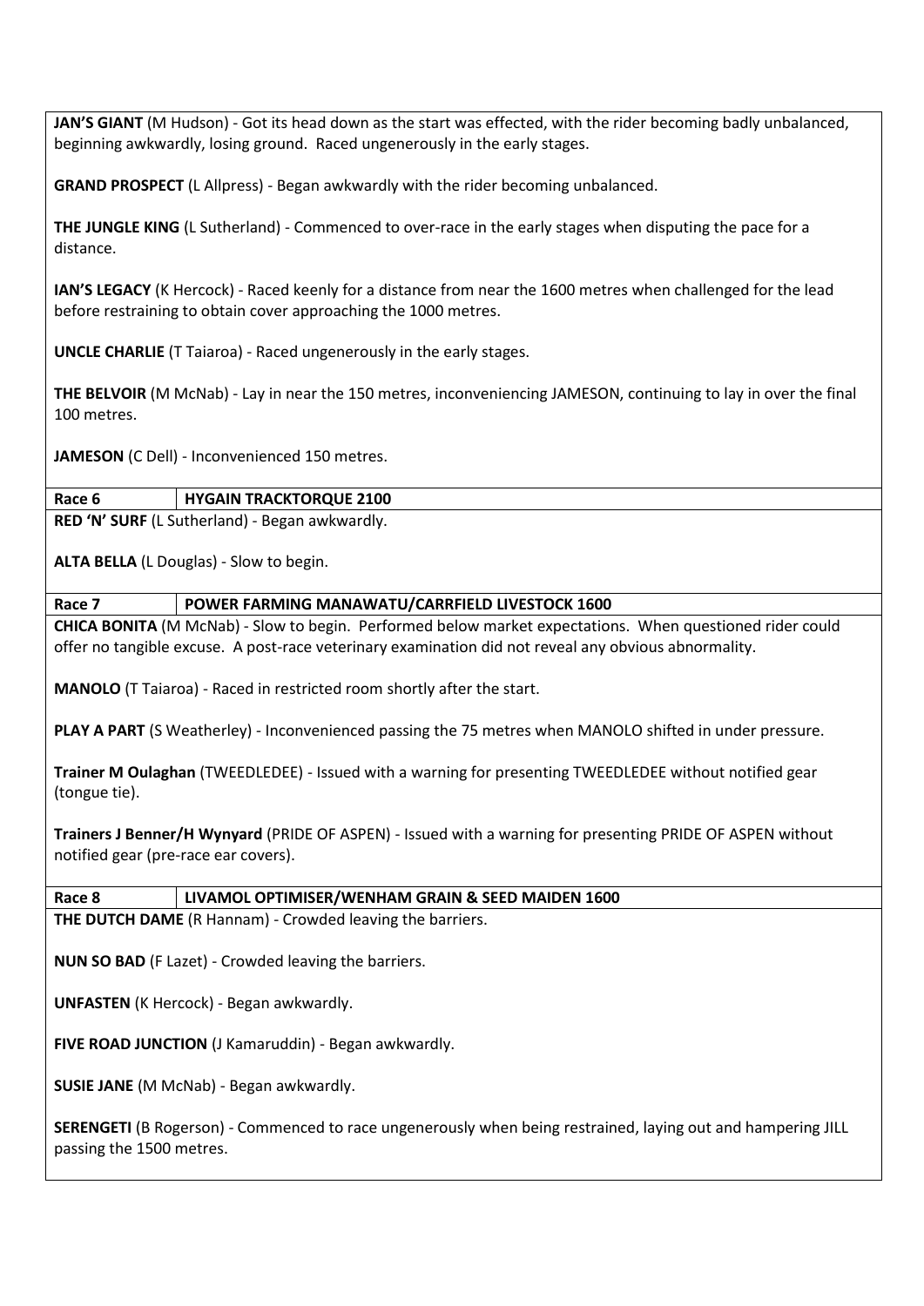**JAN'S GIANT** (M Hudson) - Got its head down as the start was effected, with the rider becoming badly unbalanced, beginning awkwardly, losing ground. Raced ungenerously in the early stages.

**GRAND PROSPECT** (L Allpress) - Began awkwardly with the rider becoming unbalanced.

**THE JUNGLE KING** (L Sutherland) - Commenced to over-race in the early stages when disputing the pace for a distance.

**IAN'S LEGACY** (K Hercock) - Raced keenly for a distance from near the 1600 metres when challenged for the lead before restraining to obtain cover approaching the 1000 metres.

**UNCLE CHARLIE** (T Taiaroa) - Raced ungenerously in the early stages.

**THE BELVOIR** (M McNab) - Lay in near the 150 metres, inconveniencing JAMESON, continuing to lay in over the final 100 metres.

**JAMESON** (C Dell) - Inconvenienced 150 metres.

| Race 6 | HYGAIN TRACKTORQUE 2100 |
|---|---|

**RED 'N' SURF** (L Sutherland) - Began awkwardly.

**ALTA BELLA** (L Douglas) - Slow to begin.

| Race 7 | POWER FARMING MANAWATU/CARRFIELD LIVESTOCK 1600 |
|---|---|

**CHICA BONITA** (M McNab) - Slow to begin. Performed below market expectations. When questioned rider could offer no tangible excuse. A post-race veterinary examination did not reveal any obvious abnormality.

**MANOLO** (T Taiaroa) - Raced in restricted room shortly after the start.

**PLAY A PART** (S Weatherley) - Inconvenienced passing the 75 metres when MANOLO shifted in under pressure.

**Trainer M Oulaghan** (TWEEDLEDEE) - Issued with a warning for presenting TWEEDLEDEE without notified gear (tongue tie).

**Trainers J Benner/H Wynyard** (PRIDE OF ASPEN) - Issued with a warning for presenting PRIDE OF ASPEN without notified gear (pre-race ear covers).

| Race 8 | LIVAMOL OPTIMISER/WENHAM GRAIN & SEED MAIDEN 1600 |
|---|---|

**THE DUTCH DAME** (R Hannam) - Crowded leaving the barriers.

**NUN SO BAD** (F Lazet) - Crowded leaving the barriers.

**UNFASTEN** (K Hercock) - Began awkwardly.

**FIVE ROAD JUNCTION** (J Kamaruddin) - Began awkwardly.

**SUSIE JANE** (M McNab) - Began awkwardly.

**SERENGETI** (B Rogerson) - Commenced to race ungenerously when being restrained, laying out and hampering JILL passing the 1500 metres.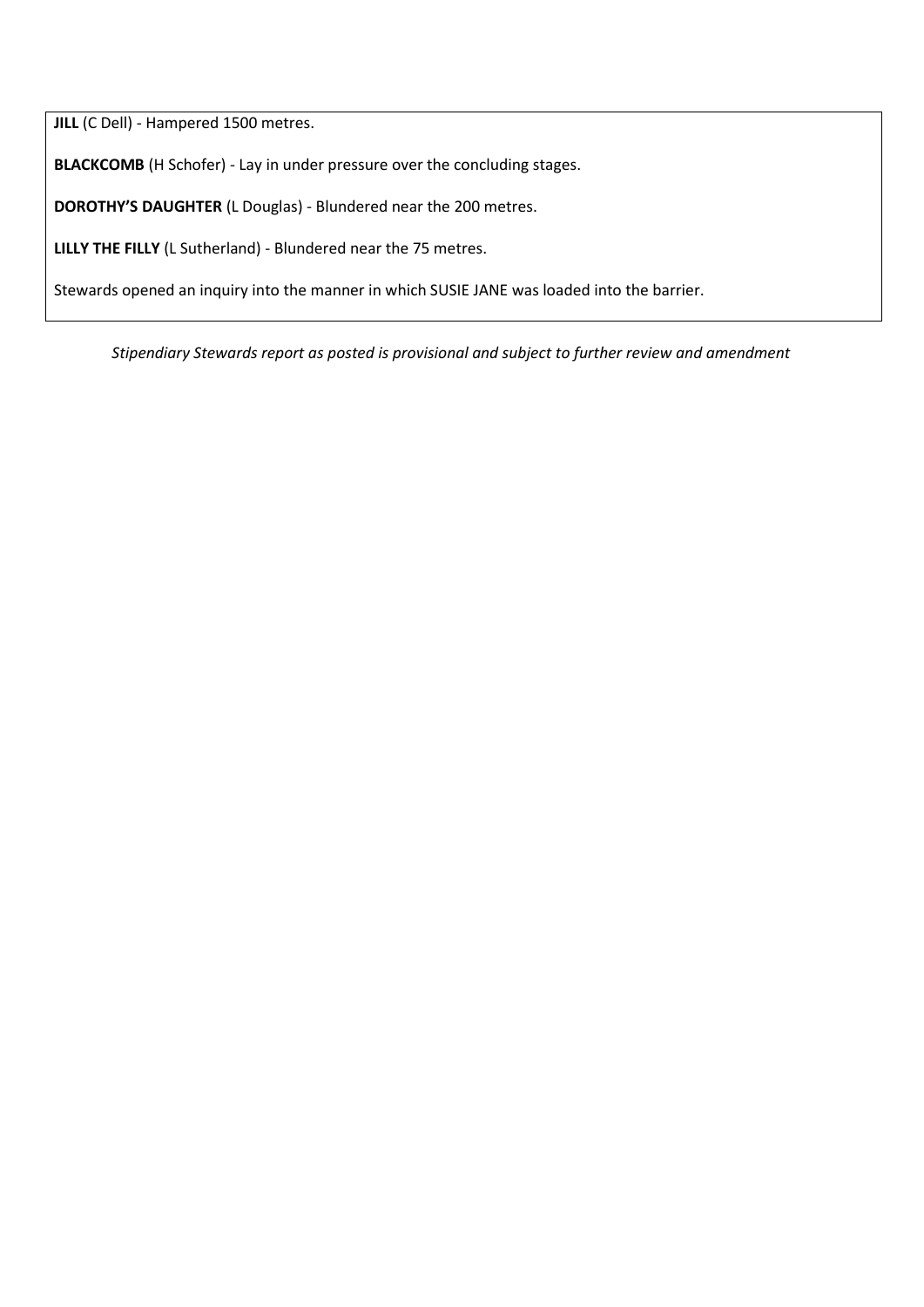**JILL** (C Dell) - Hampered 1500 metres.

**BLACKCOMB** (H Schofer) - Lay in under pressure over the concluding stages.

**DOROTHY'S DAUGHTER** (L Douglas) - Blundered near the 200 metres.

**LILLY THE FILLY** (L Sutherland) - Blundered near the 75 metres.

Stewards opened an inquiry into the manner in which SUSIE JANE was loaded into the barrier.

*Stipendiary Stewards report as posted is provisional and subject to further review and amendment*